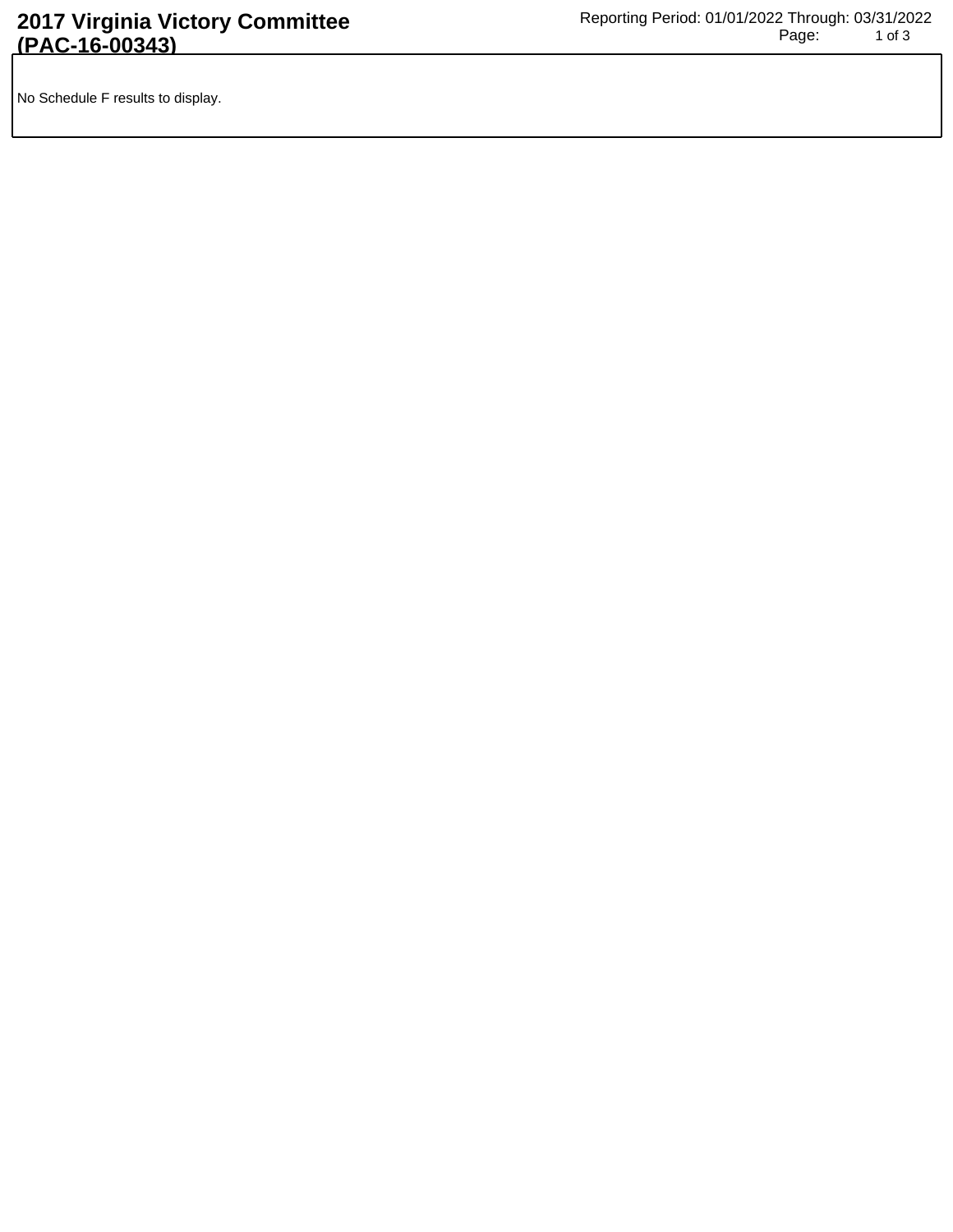# 2017 Virginia Victory Committee (PAC-16-00343)

Reporting Period: 01/01/2022 Through: 03/31/2022

No Schedule F results to display.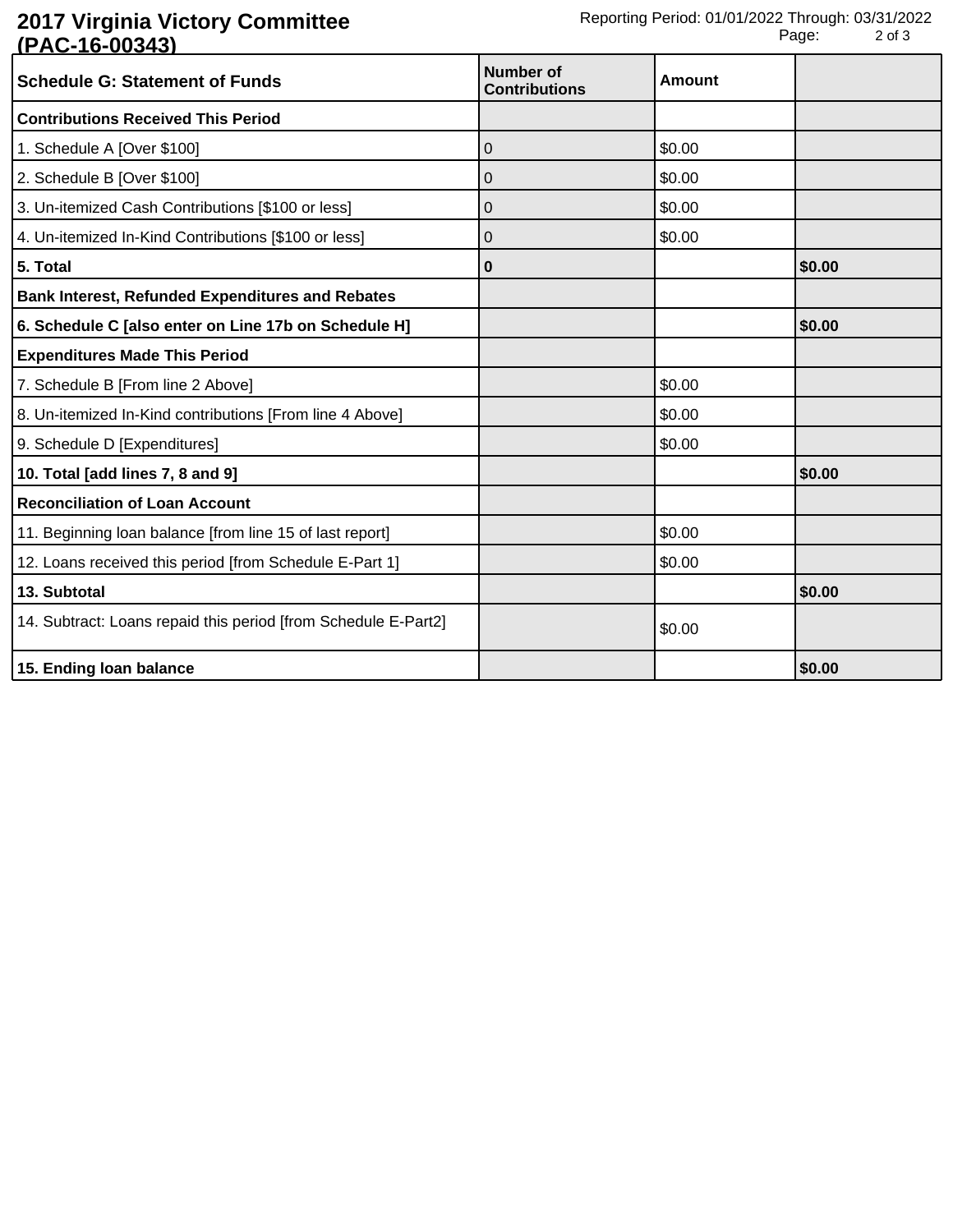2017 Virginia Victory Committee (PAC-16-00343)

Reporting Period: 01/01/2022 Through: 03/31/2022

| Schedule G: Statement of Funds | Number of Contributions | Amount | |
|---|---|---|---|
| **Contributions Received This Period** | | | |
| 1. Schedule A [Over $100] | 0 | $0.00 | |
| 2. Schedule B [Over $100] | 0 | $0.00 | |
| 3. Un-itemized Cash Contributions [$100 or less] | 0 | $0.00 | |
| 4. Un-itemized In-Kind Contributions [$100 or less] | 0 | $0.00 | |
| **5. Total** | **0** | | **$0.00** |
| **Bank Interest, Refunded Expenditures and Rebates** | | | |
| **6. Schedule C [also enter on Line 17b on Schedule H]** | | | **$0.00** |
| **Expenditures Made This Period** | | | |
| 7. Schedule B [From line 2 Above] | | $0.00 | |
| 8. Un-itemized In-Kind contributions [From line 4 Above] | | $0.00 | |
| 9. Schedule D [Expenditures] | | $0.00 | |
| **10. Total [add lines 7, 8 and 9]** | | | **$0.00** |
| **Reconciliation of Loan Account** | | | |
| 11. Beginning loan balance [from line 15 of last report] | | $0.00 | |
| 12. Loans received this period [from Schedule E-Part 1] | | $0.00 | |
| **13. Subtotal** | | | **$0.00** |
| 14. Subtract: Loans repaid this period [from Schedule E-Part2] | | $0.00 | |
| **15. Ending loan balance** | | | **$0.00** |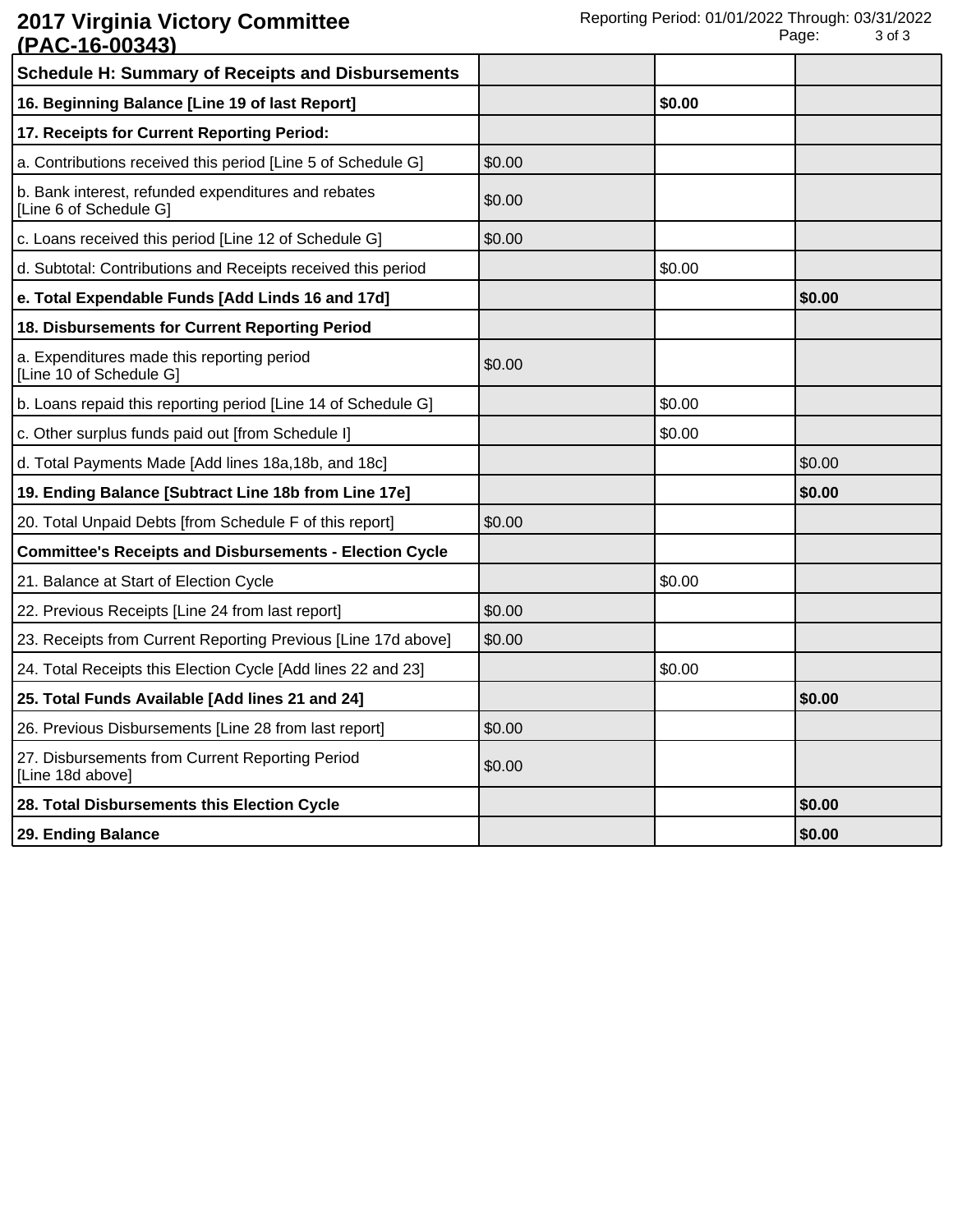**2017 Virginia Victory Committee (PAC-16-00343)**

Reporting Period: 01/01/2022 Through: 03/31/2022

| Schedule H: Summary of Receipts and Disbursements | | | |
|---|---|---|---|
| **16. Beginning Balance [Line 19 of last Report]** | | **$0.00** | |
| **17. Receipts for Current Reporting Period:** | | | |
| a. Contributions received this period [Line 5 of Schedule G] | $0.00 | | |
| b. Bank interest, refunded expenditures and rebates [Line 6 of Schedule G] | $0.00 | | |
| c. Loans received this period [Line 12 of Schedule G] | $0.00 | | |
| d. Subtotal: Contributions and Receipts received this period | | $0.00 | |
| **e. Total Expendable Funds [Add Linds 16 and 17d]** | | | **$0.00** |
| **18. Disbursements for Current Reporting Period** | | | |
| a. Expenditures made this reporting period [Line 10 of Schedule G] | $0.00 | | |
| b. Loans repaid this reporting period [Line 14 of Schedule G] | | $0.00 | |
| c. Other surplus funds paid out [from Schedule I] | | $0.00 | |
| d. Total Payments Made [Add lines 18a,18b, and 18c] | | | $0.00 |
| **19. Ending Balance [Subtract Line 18b from Line 17e]** | | | **$0.00** |
| 20. Total Unpaid Debts [from Schedule F of this report] | $0.00 | | |
| **Committee's Receipts and Disbursements - Election Cycle** | | | |
| 21. Balance at Start of Election Cycle | | $0.00 | |
| 22. Previous Receipts [Line 24 from last report] | $0.00 | | |
| 23. Receipts from Current Reporting Previous [Line 17d above] | $0.00 | | |
| 24. Total Receipts this Election Cycle [Add lines 22 and 23] | | $0.00 | |
| **25. Total Funds Available [Add lines 21 and 24]** | | | **$0.00** |
| 26. Previous Disbursements [Line 28 from last report] | $0.00 | | |
| 27. Disbursements from Current Reporting Period [Line 18d above] | $0.00 | | |
| **28. Total Disbursements this Election Cycle** | | | **$0.00** |
| **29. Ending Balance** | | | **$0.00** |